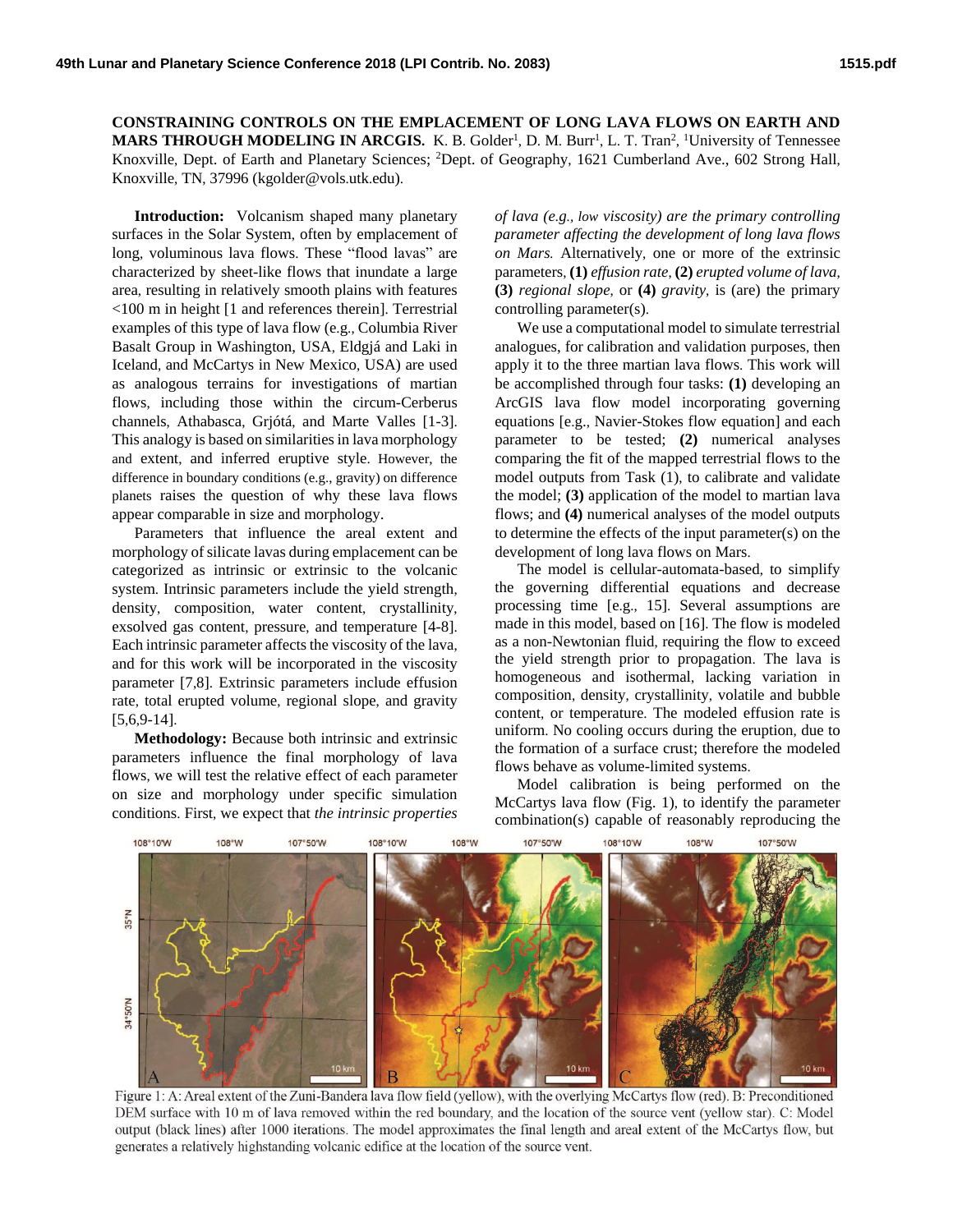# CONSTRAINING CONTROLS ON THE EMPLACEMENT OF LONG LAVA FLOWS ON EARTH AND MARS THROUGH MODELING IN ARCGIS.

K. B. Golder[1], D. M. Burr[1], L. T. Tran[2], [1]University of Tennessee Knoxville, Dept. of Earth and Planetary Sciences; [2]Dept. of Geography, 1621 Cumberland Ave., 602 Strong Hall, Knoxville, TN, 37996 (kgolder@vols.utk.edu).

**Introduction:** Volcanism shaped many planetary surfaces in the Solar System, often by emplacement of long, voluminous lava flows. These "flood lavas" are characterized by sheet-like flows that inundate a large area, resulting in relatively smooth plains with features <100 m in height [1 and references therein]. Terrestrial examples of this type of lava flow (e.g., Columbia River Basalt Group in Washington, USA, Eldgjá and Laki in Iceland, and McCartys in New Mexico, USA) are used as analogous terrains for investigations of martian flows, including those within the circum-Cerberus channels, Athabasca, Grjótá, and Marte Valles [1-3]. This analogy is based on similarities in lava morphology and extent, and inferred eruptive style. However, the difference in boundary conditions (e.g., gravity) on difference planets raises the question of why these lava flows appear comparable in size and morphology.

Parameters that influence the areal extent and morphology of silicate lavas during emplacement can be categorized as intrinsic or extrinsic to the volcanic system. Intrinsic parameters include the yield strength, density, composition, water content, crystallinity, exsolved gas content, pressure, and temperature [4-8]. Each intrinsic parameter affects the viscosity of the lava, and for this work will be incorporated in the viscosity parameter [7,8]. Extrinsic parameters include effusion rate, total erupted volume, regional slope, and gravity [5,6,9-14].

**Methodology:** Because both intrinsic and extrinsic parameters influence the final morphology of lava flows, we will test the relative effect of each parameter on size and morphology under specific simulation conditions. First, we expect that *the intrinsic properties of lava (e.g., low viscosity) are the primary controlling parameter affecting the development of long lava flows on Mars.* Alternatively, one or more of the extrinsic parameters, **(1)** *effusion rate*, **(2)** *erupted volume of lava*, **(3)** *regional slope*, or **(4)** *gravity*, is (are) the primary controlling parameter(s).

We use a computational model to simulate terrestrial analogues, for calibration and validation purposes, then apply it to the three martian lava flows. This work will be accomplished through four tasks: **(1)** developing an ArcGIS lava flow model incorporating governing equations [e.g., Navier-Stokes flow equation] and each parameter to be tested; **(2)** numerical analyses comparing the fit of the mapped terrestrial flows to the model outputs from Task (1), to calibrate and validate the model; **(3)** application of the model to martian lava flows; and **(4)** numerical analyses of the model outputs to determine the effects of the input parameter(s) on the development of long lava flows on Mars.

The model is cellular-automata-based, to simplify the governing differential equations and decrease processing time [e.g., 15]. Several assumptions are made in this model, based on [16]. The flow is modeled as a non-Newtonian fluid, requiring the flow to exceed the yield strength prior to propagation. The lava is homogeneous and isothermal, lacking variation in composition, density, crystallinity, volatile and bubble content, or temperature. The modeled effusion rate is uniform. No cooling occurs during the eruption, due to the formation of a surface crust; therefore the modeled flows behave as volume-limited systems.

Model calibration is being performed on the McCartys lava flow (Fig. 1), to identify the parameter combination(s) capable of reasonably reproducing the

Figure 1: A: Areal extent of the Zuni-Bandera lava flow field (yellow), with the overlying McCartys flow (red). B: Preconditioned DEM surface with 10 m of lava removed within the red boundary, and the location of the source vent (yellow star). C: Model output (black lines) after 1000 iterations. The model approximates the final length and areal extent of the McCartys flow, but generates a relatively highstanding volcanic edifice at the location of the source vent.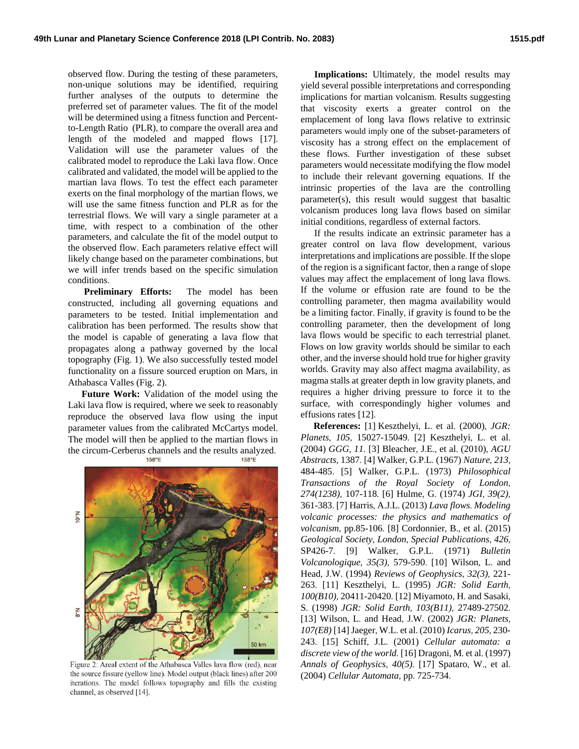observed flow. During the testing of these parameters, non-unique solutions may be identified, requiring further analyses of the outputs to determine the preferred set of parameter values. The fit of the model will be determined using a fitness function and Percent-to-Length Ratio (PLR), to compare the overall area and length of the modeled and mapped flows [17]. Validation will use the parameter values of the calibrated model to reproduce the Laki lava flow. Once calibrated and validated, the model will be applied to the martian lava flows. To test the effect each parameter exerts on the final morphology of the martian flows, we will use the same fitness function and PLR as for the terrestrial flows. We will vary a single parameter at a time, with respect to a combination of the other parameters, and calculate the fit of the model output to the observed flow. Each parameters relative effect will likely change based on the parameter combinations, but we will infer trends based on the specific simulation conditions.

**Preliminary Efforts:** The model has been constructed, including all governing equations and parameters to be tested. Initial implementation and calibration has been performed. The results show that the model is capable of generating a lava flow that propagates along a pathway governed by the local topography (Fig. 1). We also successfully tested model functionality on a fissure sourced eruption on Mars, in Athabasca Valles (Fig. 2).

**Future Work:** Validation of the model using the Laki lava flow is required, where we seek to reasonably reproduce the observed lava flow using the input parameter values from the calibrated McCartys model. The model will then be applied to the martian flows in the circum-Cerberus channels and the results analyzed.

156°E
158°E
10°N
8°N
50 km

Figure 2: Areal extent of the Athabasca Valles lava flow (red), near the source fissure (yellow line). Model output (black lines) after 200 iterations. The model follows topography and fills the existing channel, as observed [14].

**Implications:** Ultimately, the model results may yield several possible interpretations and corresponding implications for martian volcanism. Results suggesting that viscosity exerts a greater control on the emplacement of long lava flows relative to extrinsic parameters would imply one of the subset-parameters of viscosity has a strong effect on the emplacement of these flows. Further investigation of these subset parameters would necessitate modifying the flow model to include their relevant governing equations. If the intrinsic properties of the lava are the controlling parameter(s), this result would suggest that basaltic volcanism produces long lava flows based on similar initial conditions, regardless of external factors.

If the results indicate an extrinsic parameter has a greater control on lava flow development, various interpretations and implications are possible. If the slope of the region is a significant factor, then a range of slope values may affect the emplacement of long lava flows. If the volume or effusion rate are found to be the controlling parameter, then magma availability would be a limiting factor. Finally, if gravity is found to be the controlling parameter, then the development of long lava flows would be specific to each terrestrial planet. Flows on low gravity worlds should be similar to each other, and the inverse should hold true for higher gravity worlds. Gravity may also affect magma availability, as magma stalls at greater depth in low gravity planets, and requires a higher driving pressure to force it to the surface, with correspondingly higher volumes and effusions rates [12].

**References:** [1] Keszthelyi, L. et al. (2000), *JGR: Planets, 105*, 15027-15049. [2] Keszthelyi, L. et al. (2004) *GGG, 11*. [3] Bleacher, J.E., et al. (2010), *AGU Abstracts*, 1387. [4] Walker, G.P.L. (1967) *Nature, 213*, 484-485. [5] Walker, G.P.L. (1973) *Philosophical Transactions of the Royal Society of London, 274(1238)*, 107-118. [6] Hulme, G. (1974) *JGI, 39(2)*, 361-383. [7] Harris, A.J.L. (2013) *Lava flows. Modeling volcanic processes: the physics and mathematics of volcanism*, pp.85-106. [8] Cordonnier, B., et al. (2015) *Geological Society, London, Special Publications, 426*, SP426-7. [9] Walker, G.P.L. (1971) *Bulletin Volcanologique, 35(3)*, 579-590. [10] Wilson, L. and Head, J.W. (1994) *Reviews of Geophysics, 32(3)*, 221-263. [11] Keszthelyi, L. (1995) *JGR: Solid Earth, 100(B10)*, 20411-20420. [12] Miyamoto, H. and Sasaki, S. (1998) *JGR: Solid Earth, 103(B11)*, 27489-27502. [13] Wilson, L. and Head, J.W. (2002) *JGR: Planets, 107(E8)* [14] Jaeger, W.L. et al. (2010) *Icarus, 205*, 230-243. [15] Schiff, J.L. (2001) *Cellular automata: a discrete view of the world*. [16] Dragoni, M. et al. (1997) *Annals of Geophysics, 40(5)*. [17] Spataro, W., et al. (2004) *Cellular Automata*, pp. 725-734.